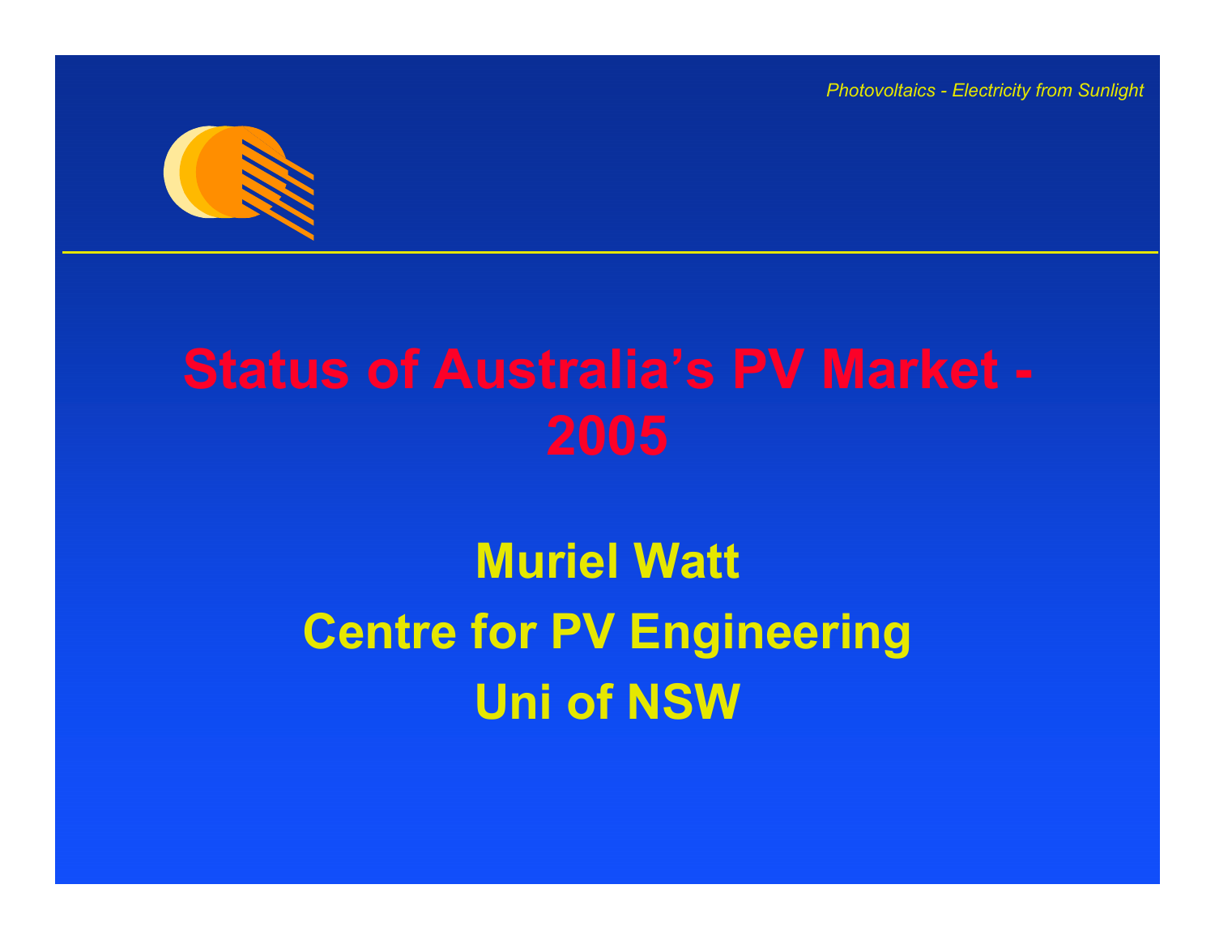*Photovoltaics - Electricity from Sunlight*

# Status of Australia's PV Market - 2005

**Muriel Watt**

**Centre for PV Engineering**

**Uni of NSW**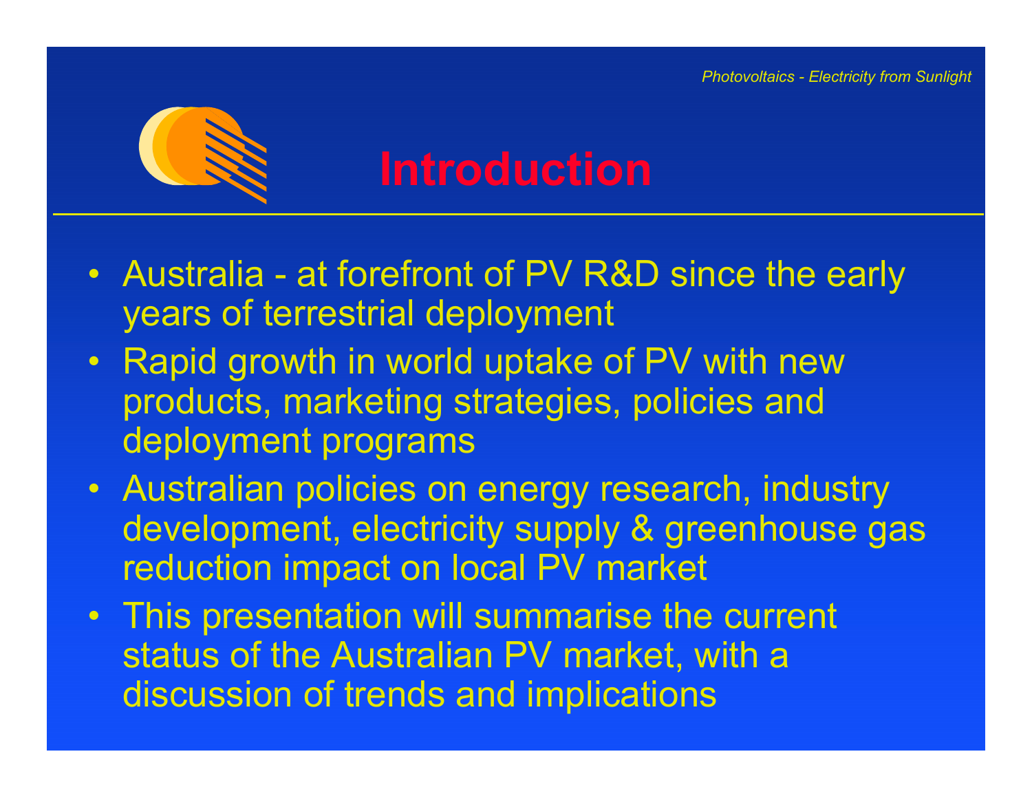# Introduction

- Australia - at forefront of PV R&D since the early years of terrestrial deployment
- Rapid growth in world uptake of PV with new products, marketing strategies, policies and deployment programs
- Australian policies on energy research, industry development, electricity supply & greenhouse gas reduction impact on local PV market
- This presentation will summarise the current status of the Australian PV market, with a discussion of trends and implications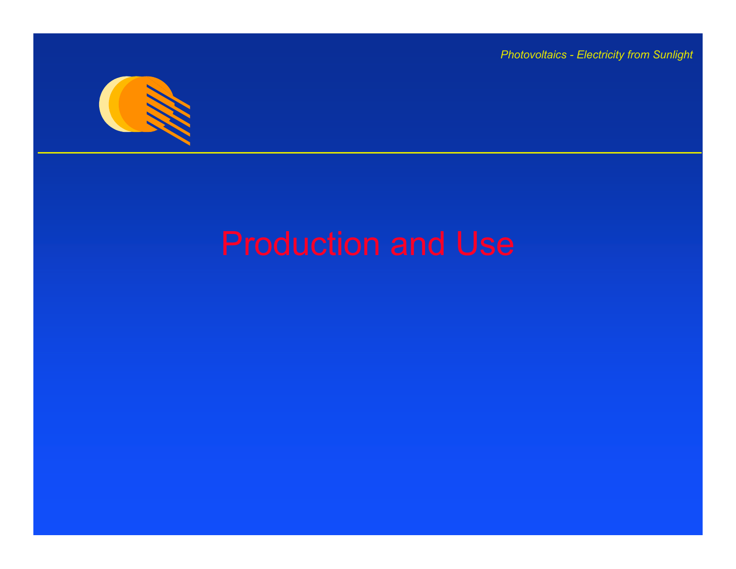# Production and Use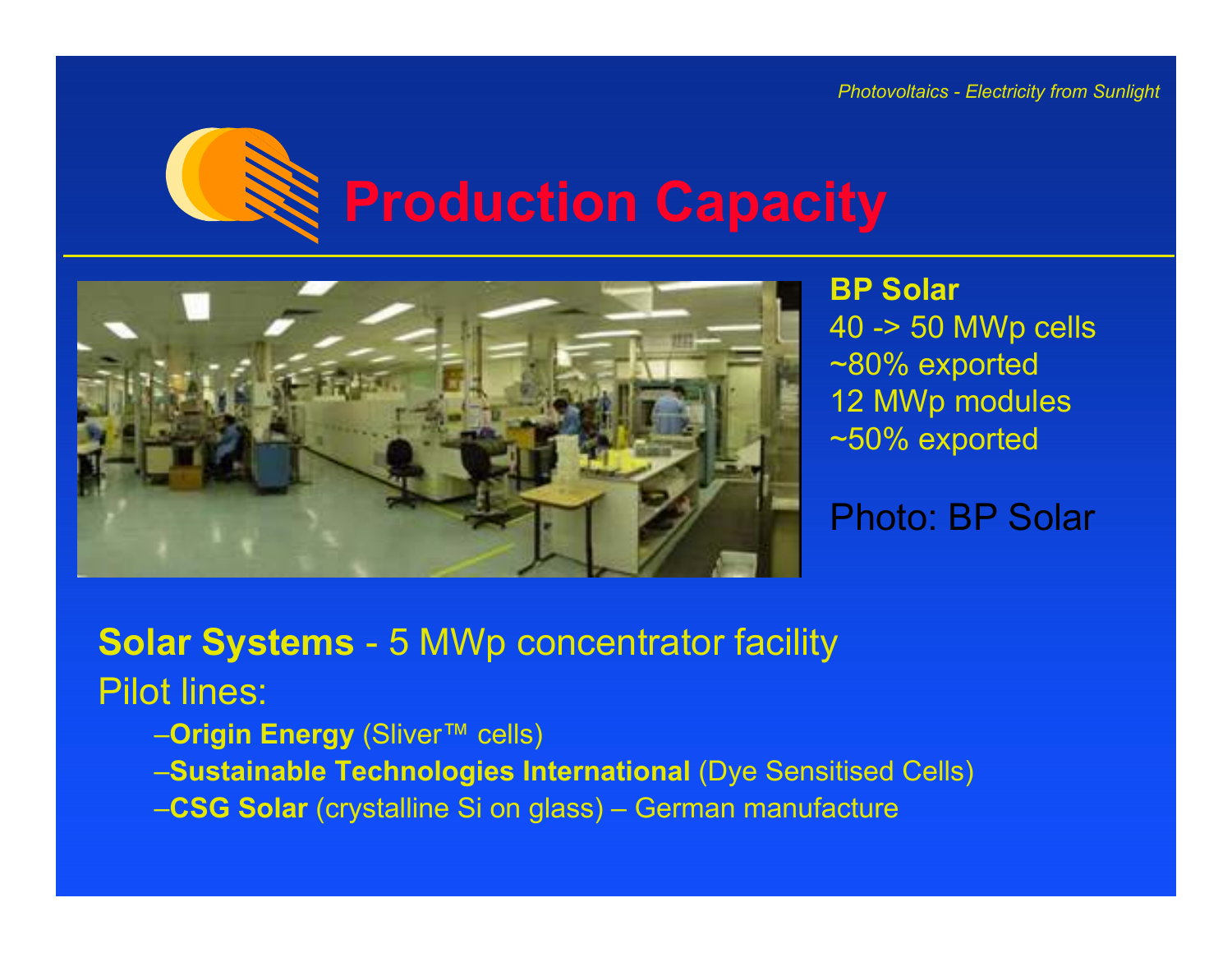# Production Capacity

**BP Solar**
40 -> 50 MWp cells
~80% exported
12 MWp modules
~50% exported

Photo: BP Solar

**Solar Systems** - 5 MWp concentrator facility

Pilot lines:

- **Origin Energy** (Sliver™ cells)
- **Sustainable Technologies International** (Dye Sensitised Cells)
- **CSG Solar** (crystalline Si on glass) – German manufacture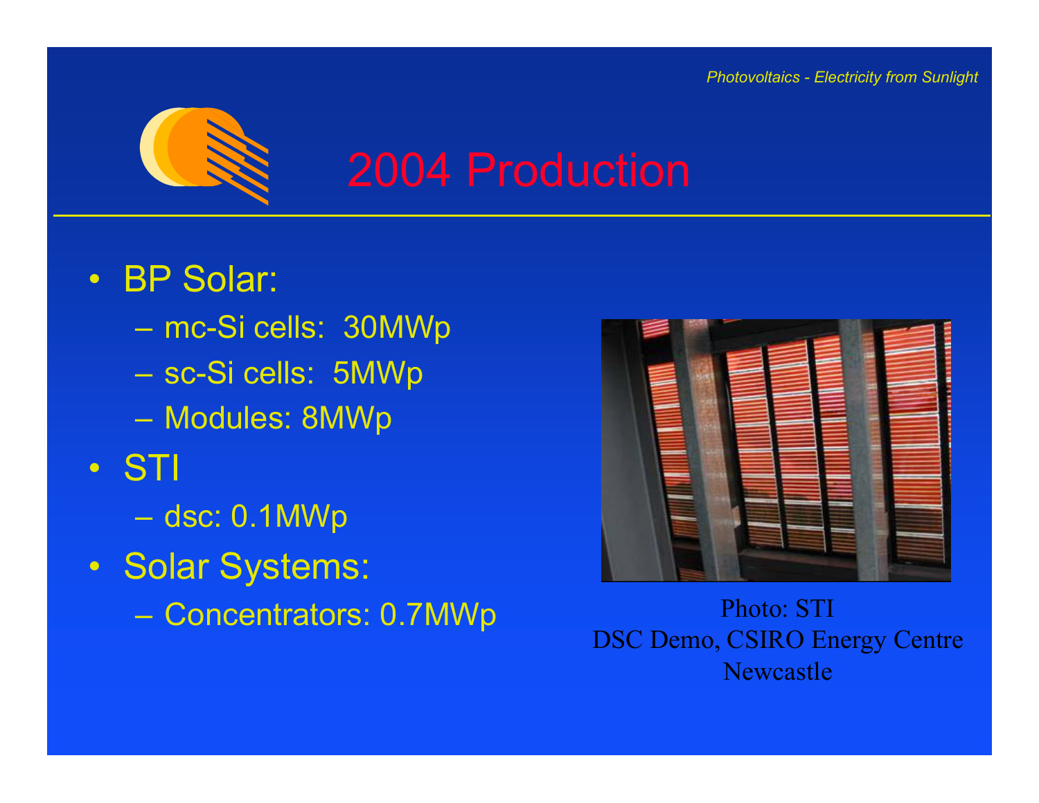# 2004 Production

- BP Solar:
  - mc-Si cells: 30MWp
  - sc-Si cells: 5MWp
  - Modules: 8MWp
- STI
  - dsc: 0.1MWp
- Solar Systems:
  - Concentrators: 0.7MWp

Photo: STI
DSC Demo, CSIRO Energy Centre
Newcastle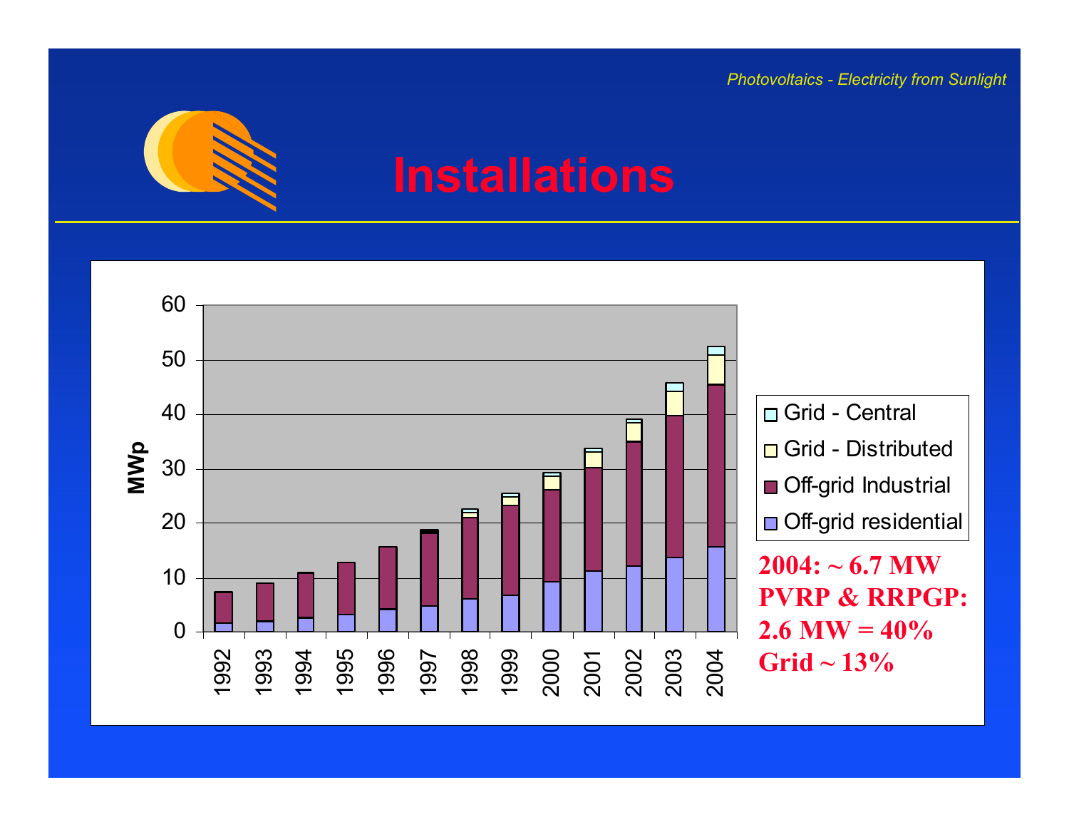# Installations

| Year | Off-grid residential | Off-grid Industrial | Grid - Distributed | Grid - Central |
|---|---|---|---|---|
| 1992 | | | | |
| 1993 | | | | |
| 1994 | | | | |
| 1995 | | | | |
| 1996 | | | | |
| 1997 | | | | |
| 1998 | | | | |
| 1999 | | | | |
| 2000 | | | | |
| 2001 | | | | |
| 2002 | | | | |
| 2003 | | | | |
| 2004 | | | | |

MWp (axis 0–60)

**2004: ~ 6.7 MW**
**PVRP & RRPGP: 2.6 MW = 40%**
**Grid ~ 13%**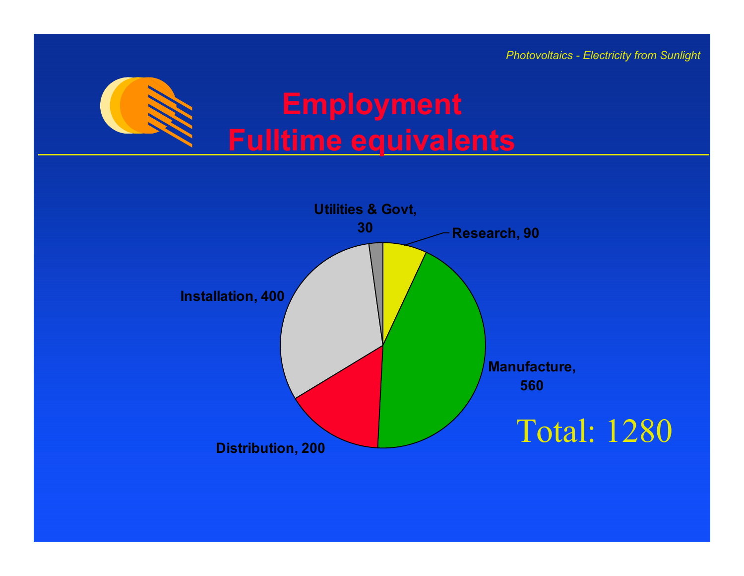# Employment
# Fulltime equivalents

Utilities & Govt, 30

Research, 90

Installation, 400

Manufacture, 560

Distribution, 200

Total: 1280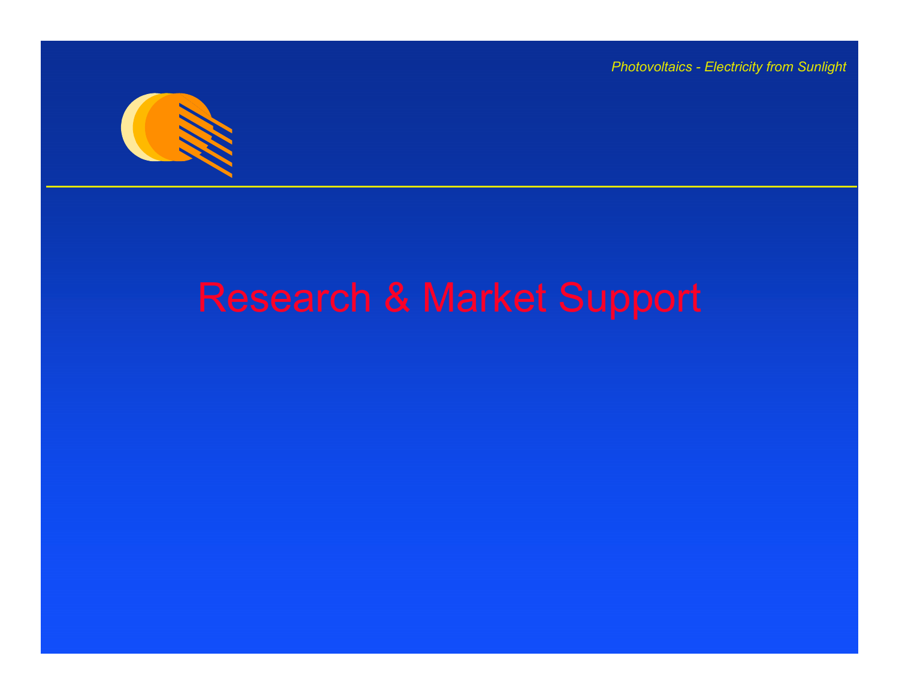# Research & Market Support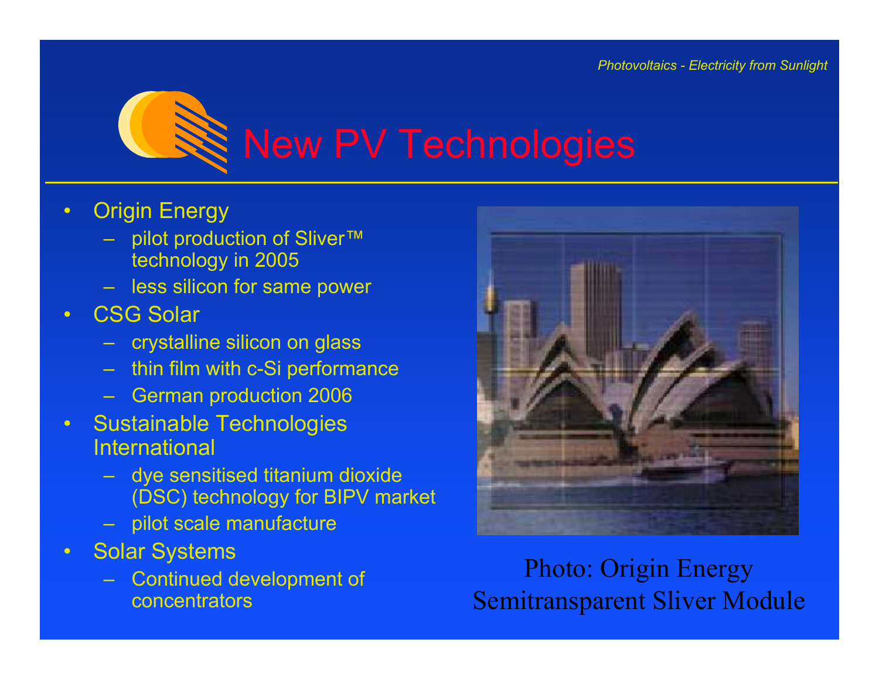# New PV Technologies

- Origin Energy
  - pilot production of Sliver™ technology in 2005
  - less silicon for same power
- CSG Solar
  - crystalline silicon on glass
  - thin film with c-Si performance
  - German production 2006
- Sustainable Technologies International
  - dye sensitised titanium dioxide (DSC) technology for BIPV market
  - pilot scale manufacture
- Solar Systems
  - Continued development of concentrators

Photo: Origin Energy
Semitransparent Sliver Module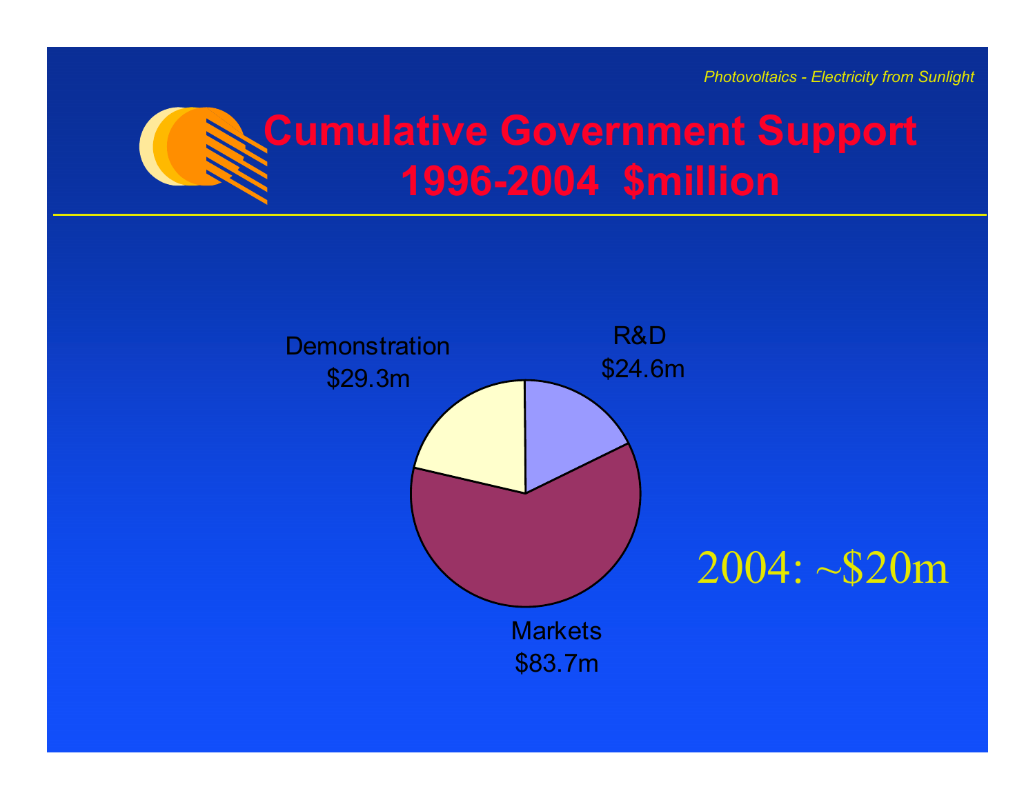# Cumulative Government Support 1996-2004 $million

Demonstration
$29.3m

R&D
$24.6m

Markets
$83.7m

2004: ~$20m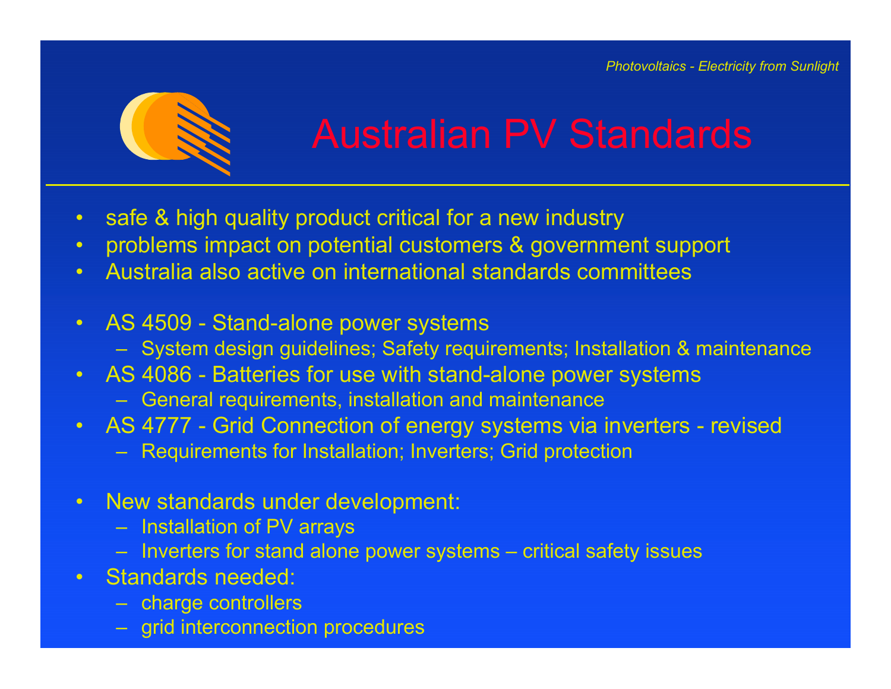# Australian PV Standards

- safe & high quality product critical for a new industry
- problems impact on potential customers & government support
- Australia also active on international standards committees

- AS 4509 - Stand-alone power systems
  - System design guidelines; Safety requirements; Installation & maintenance
- AS 4086 - Batteries for use with stand-alone power systems
  - General requirements, installation and maintenance
- AS 4777 - Grid Connection of energy systems via inverters - revised
  - Requirements for Installation; Inverters; Grid protection

- New standards under development:
  - Installation of PV arrays
  - Inverters for stand alone power systems – critical safety issues
- Standards needed:
  - charge controllers
  - grid interconnection procedures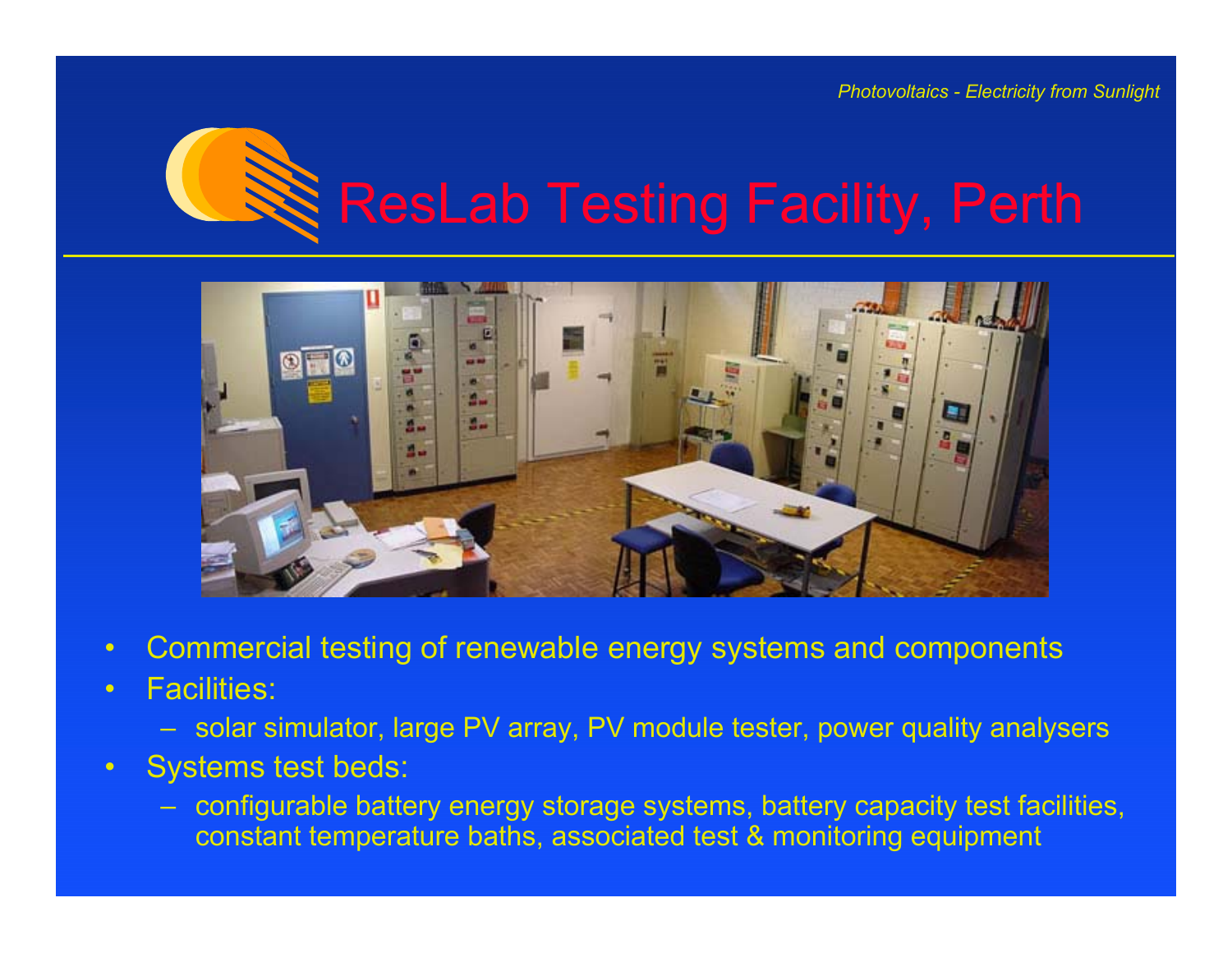# ResLab Testing Facility, Perth

- Commercial testing of renewable energy systems and components
- Facilities:
  - solar simulator, large PV array, PV module tester, power quality analysers
- Systems test beds:
  - configurable battery energy storage systems, battery capacity test facilities, constant temperature baths, associated test & monitoring equipment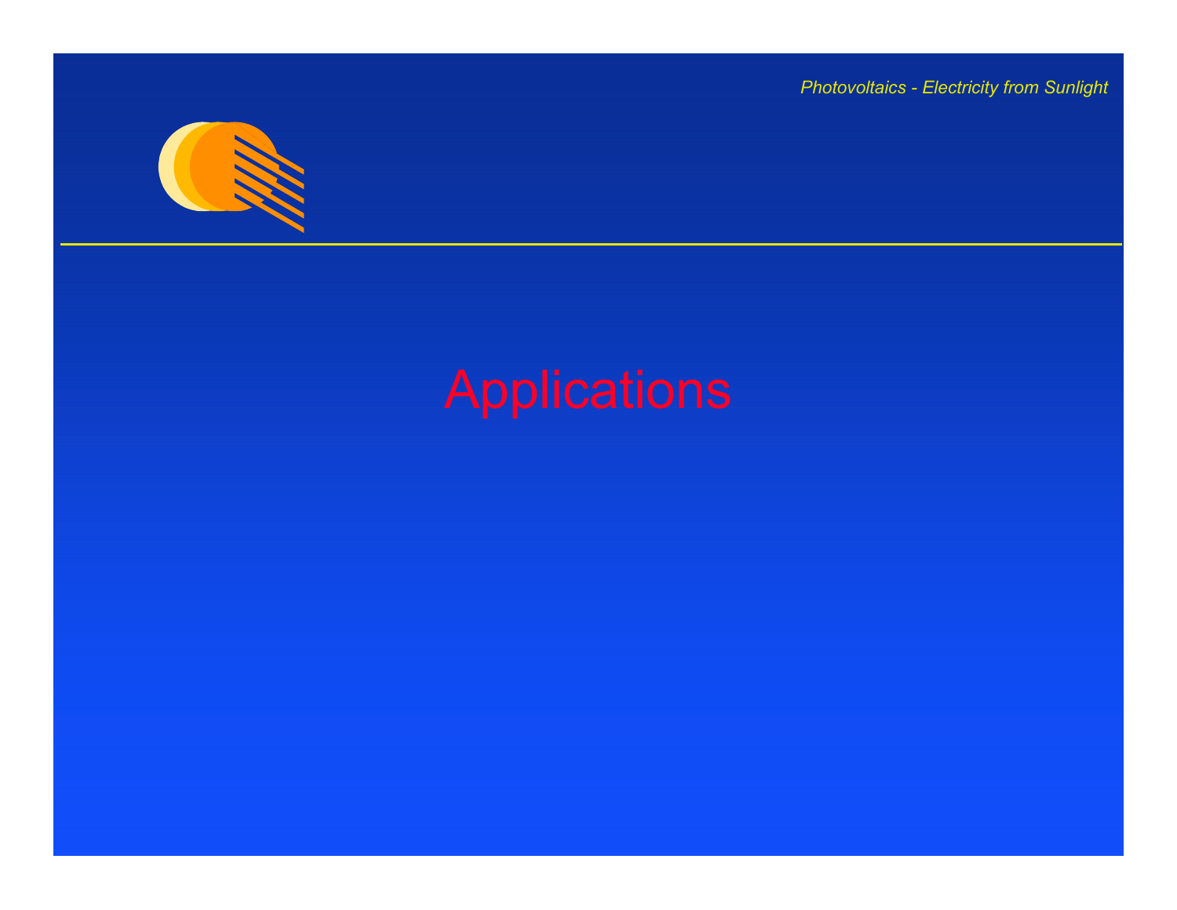# Applications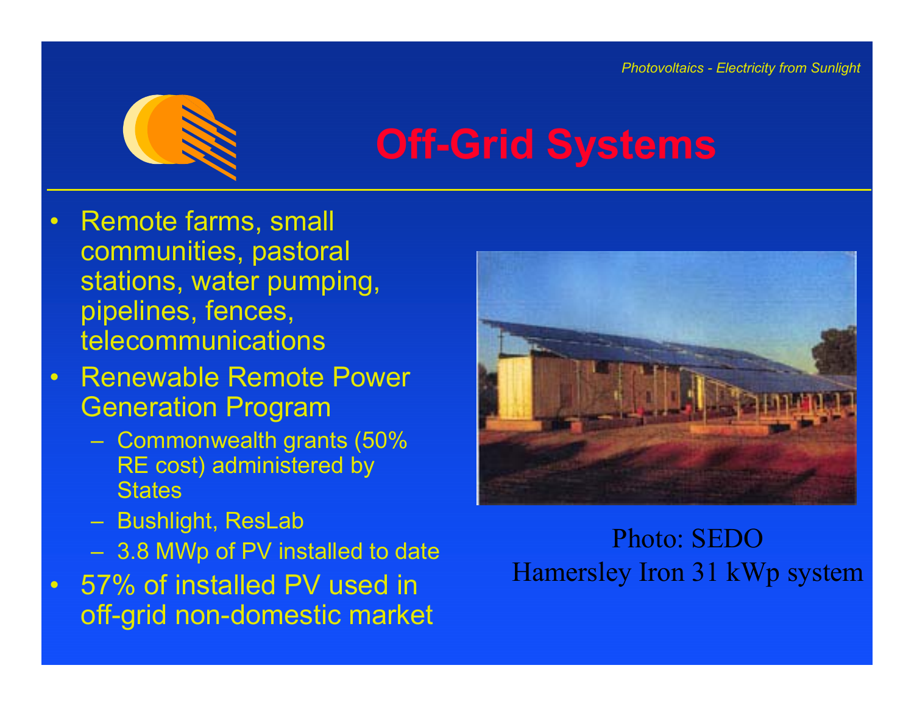# Off-Grid Systems

- Remote farms, small communities, pastoral stations, water pumping, pipelines, fences, telecommunications
- Renewable Remote Power Generation Program
  - Commonwealth grants (50% RE cost) administered by States
  - Bushlight, ResLab
  - 3.8 MWp of PV installed to date
- 57% of installed PV used in off-grid non-domestic market

Photo: SEDO
Hamersley Iron 31 kWp system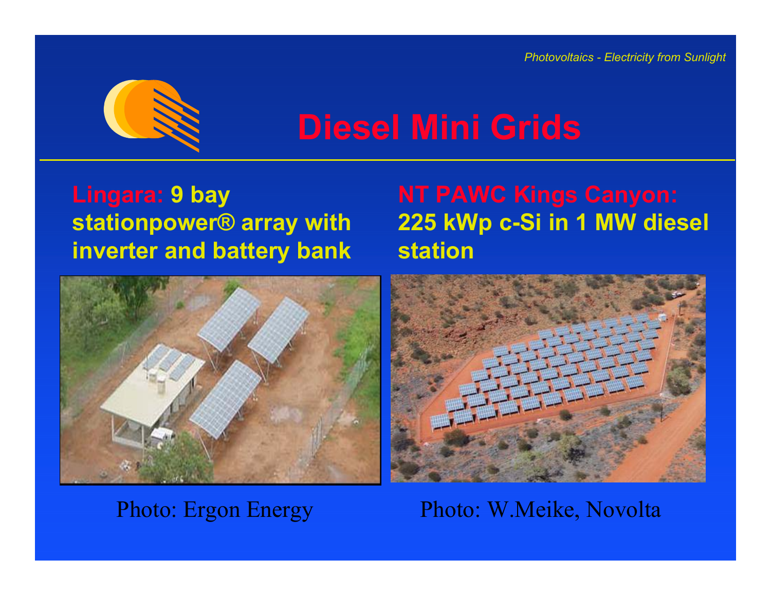# Diesel Mini Grids

**Lingara: 9 bay stationpower® array with inverter and battery bank**

Photo: Ergon Energy

**NT PAWC Kings Canyon: 225 kWp c-Si in 1 MW diesel station**

Photo: W.Meike, Novolta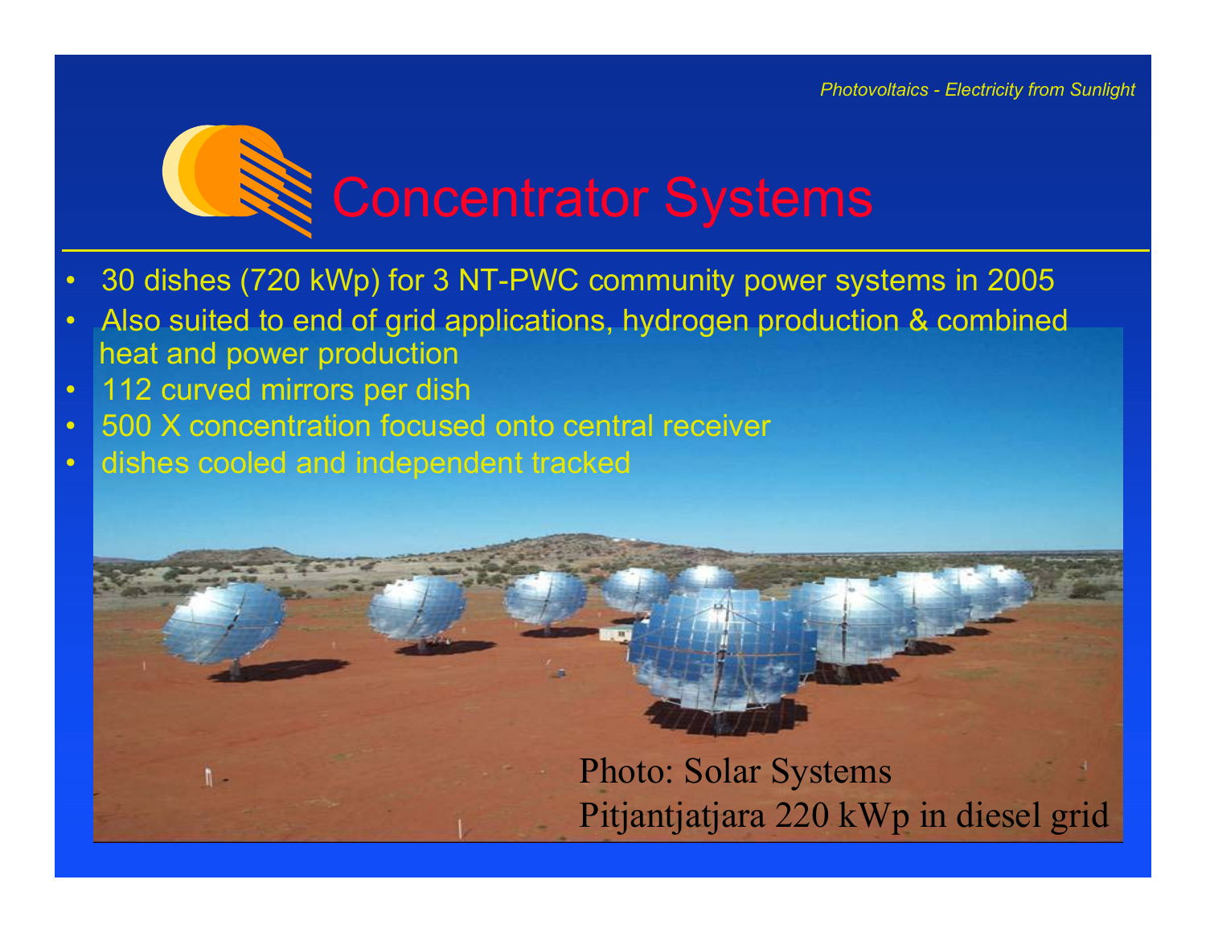# Concentrator Systems

- 30 dishes (720 kWp) for 3 NT-PWC community power systems in 2005
- Also suited to end of grid applications, hydrogen production & combined heat and power production
- 112 curved mirrors per dish
- 500 X concentration focused onto central receiver
- dishes cooled and independent tracked

Photo: Solar Systems
Pitjantjatjara 220 kWp in diesel grid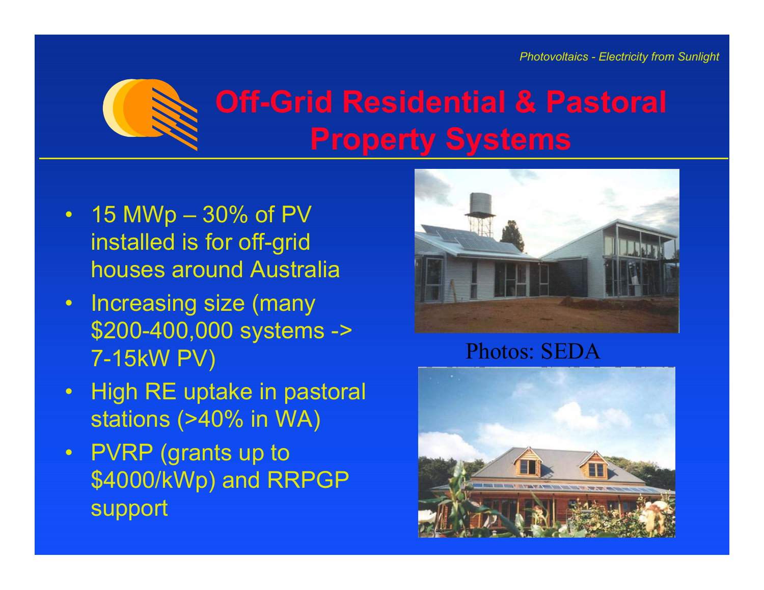# Off-Grid Residential & Pastoral Property Systems

- 15 MWp – 30% of PV installed is for off-grid houses around Australia
- Increasing size (many $200-400,000 systems -> 7-15kW PV)
- High RE uptake in pastoral stations (>40% in WA)
- PVRP (grants up to $4000/kWp) and RRPGP support

Photos: SEDA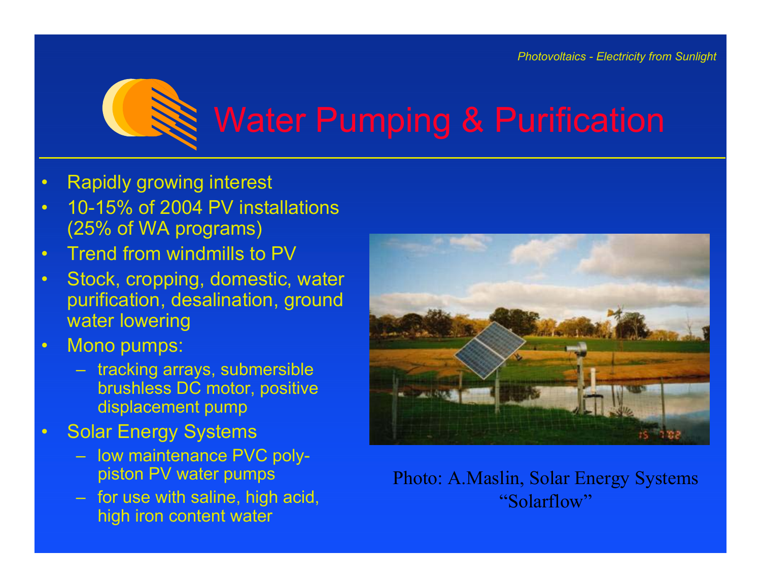# Water Pumping & Purification

- Rapidly growing interest
- 10-15% of 2004 PV installations (25% of WA programs)
- Trend from windmills to PV
- Stock, cropping, domestic, water purification, desalination, ground water lowering
- Mono pumps:
  - tracking arrays, submersible brushless DC motor, positive displacement pump
- Solar Energy Systems
  - low maintenance PVC poly-piston PV water pumps
  - for use with saline, high acid, high iron content water

Photo: A.Maslin, Solar Energy Systems "Solarflow"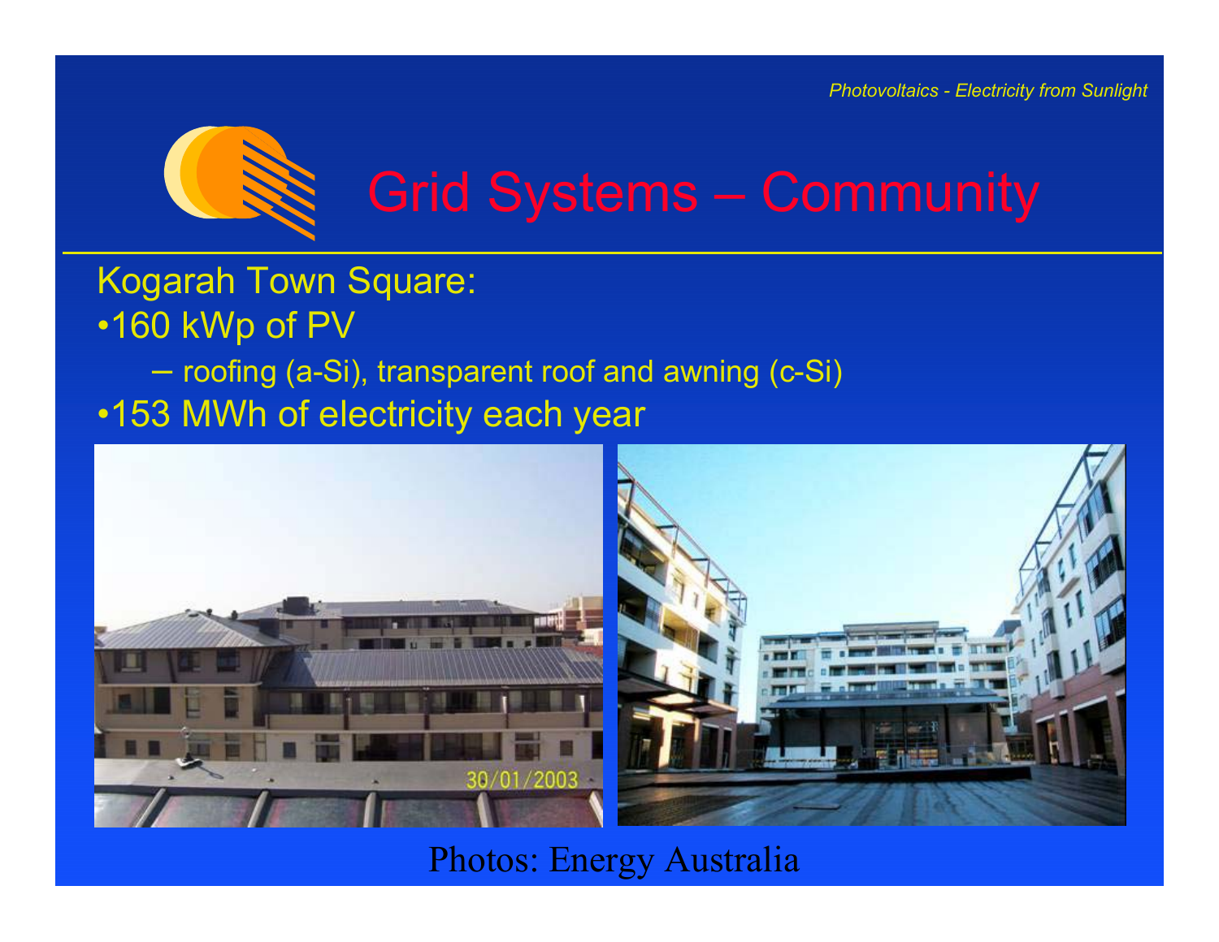# Grid Systems – Community

Kogarah Town Square:

- 160 kWp of PV
  - roofing (a-Si), transparent roof and awning (c-Si)
- 153 MWh of electricity each year

Photos: Energy Australia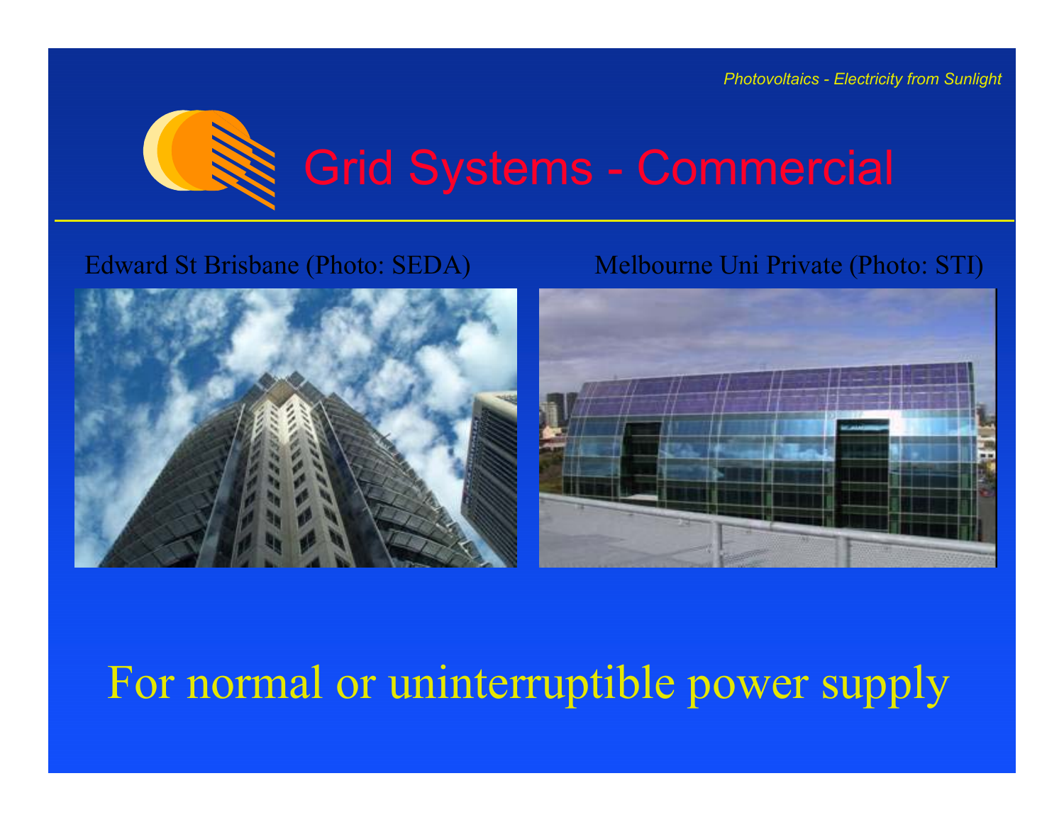# Grid Systems - Commercial

Edward St Brisbane (Photo: SEDA)

Melbourne Uni Private (Photo: STI)

For normal or uninterruptible power supply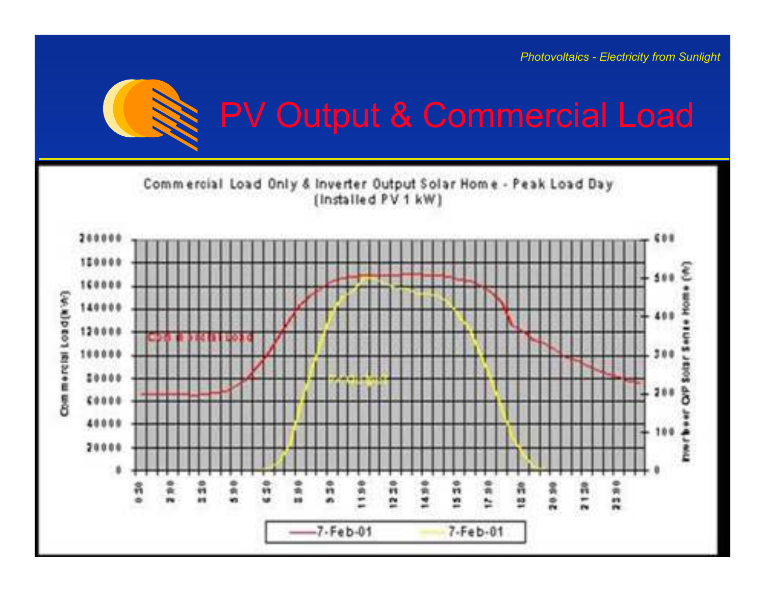# PV Output & Commercial Load

Commercial Load Only & Inverter Output Solar Home - Peak Load Day (Installed PV 1 kW)

Commercial Load (kW)

Inverter O/P Solar Sense Home (W)

—7-Feb-01 —7-Feb-01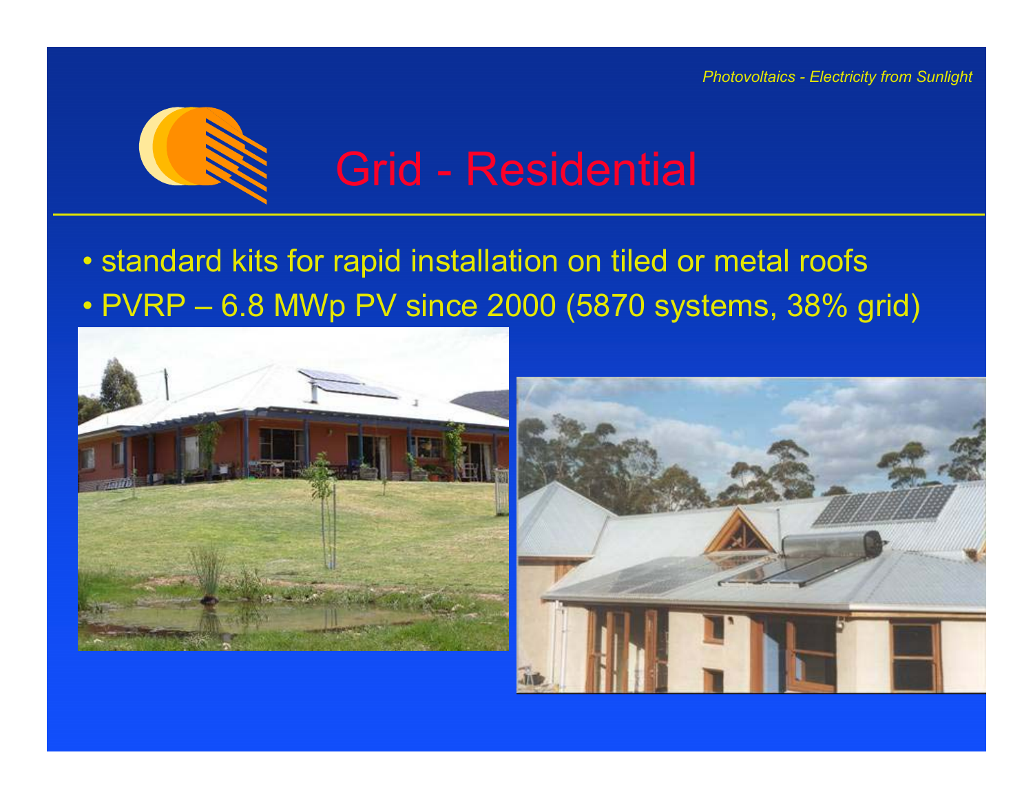# Grid - Residential

- standard kits for rapid installation on tiled or metal roofs
- PVRP – 6.8 MWp PV since 2000 (5870 systems, 38% grid)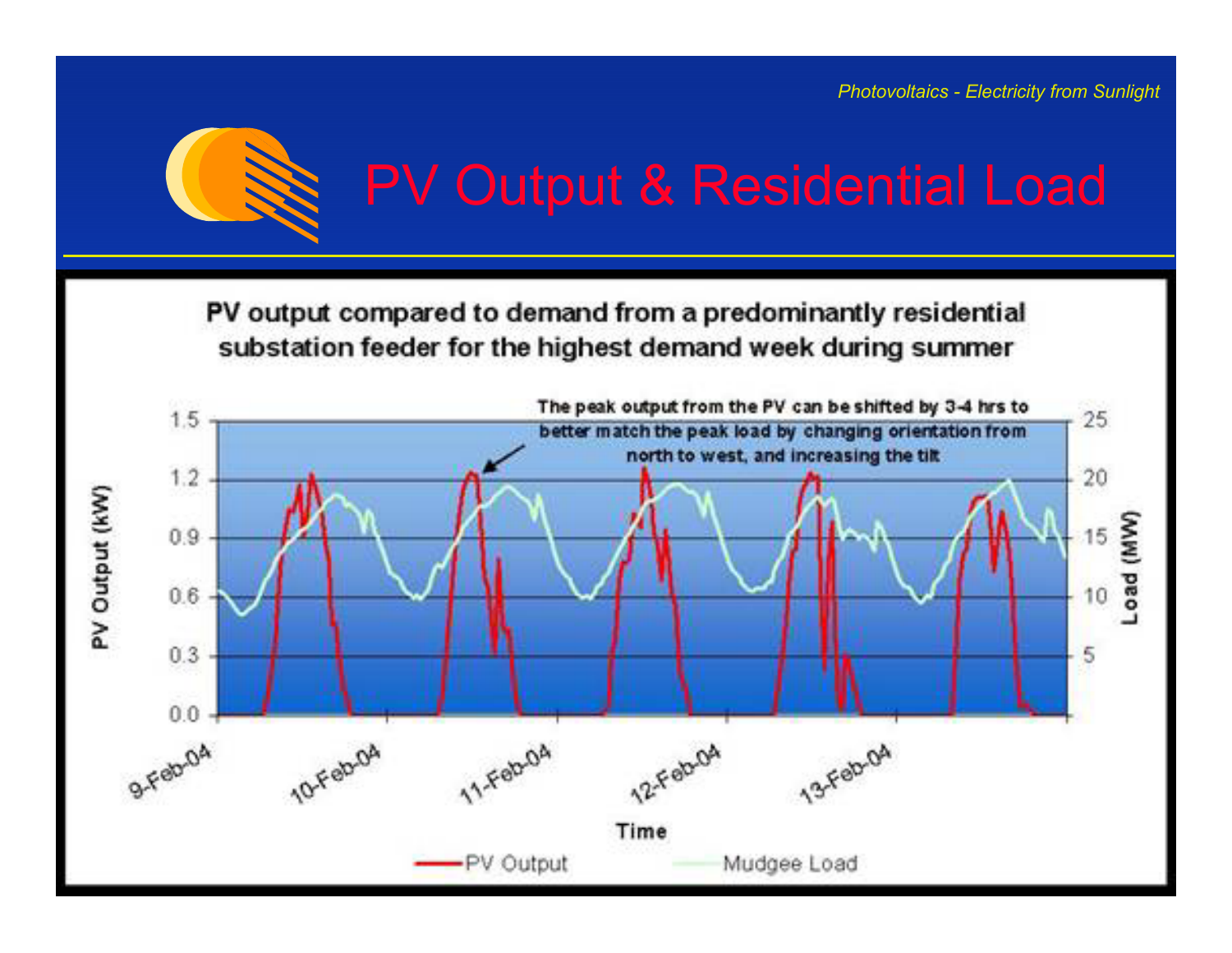# PV Output & Residential Load

**PV output compared to demand from a predominantly residential substation feeder for the highest demand week during summer**

The peak output from the PV can be shifted by 3-4 hrs to better match the peak load by changing orientation from north to west, and increasing the tilt

PV Output (kW) — Load (MW) — Time

9-Feb-04, 10-Feb-04, 11-Feb-04, 12-Feb-04, 13-Feb-04

PV Output — Mudgee Load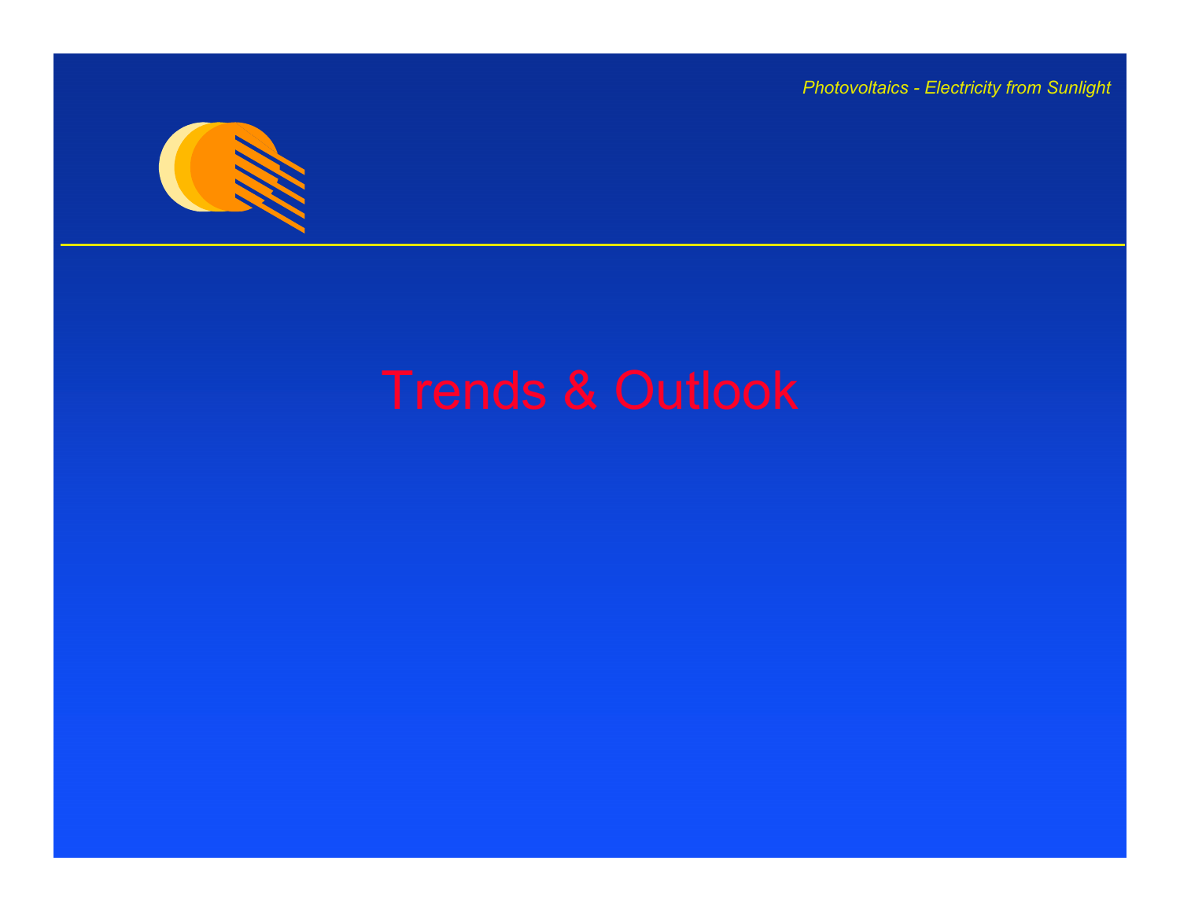# Trends & Outlook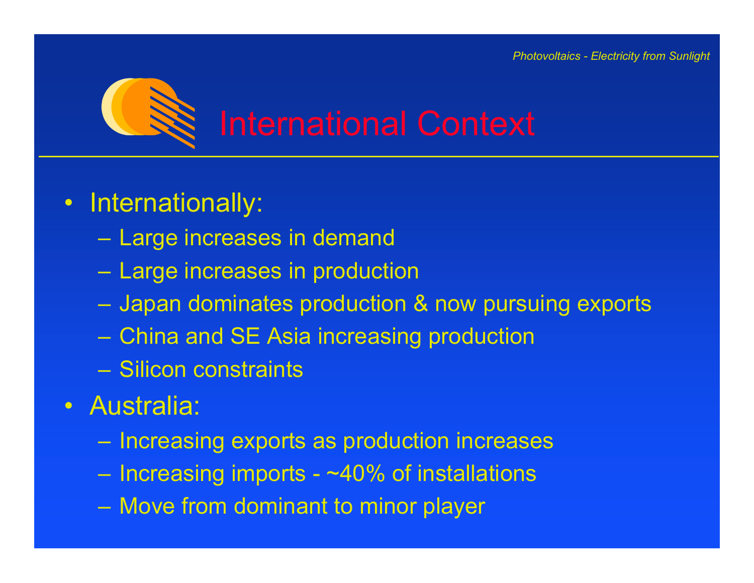# International Context

- Internationally:
  - Large increases in demand
  - Large increases in production
  - Japan dominates production & now pursuing exports
  - China and SE Asia increasing production
  - Silicon constraints
- Australia:
  - Increasing exports as production increases
  - Increasing imports - ~40% of installations
  - Move from dominant to minor player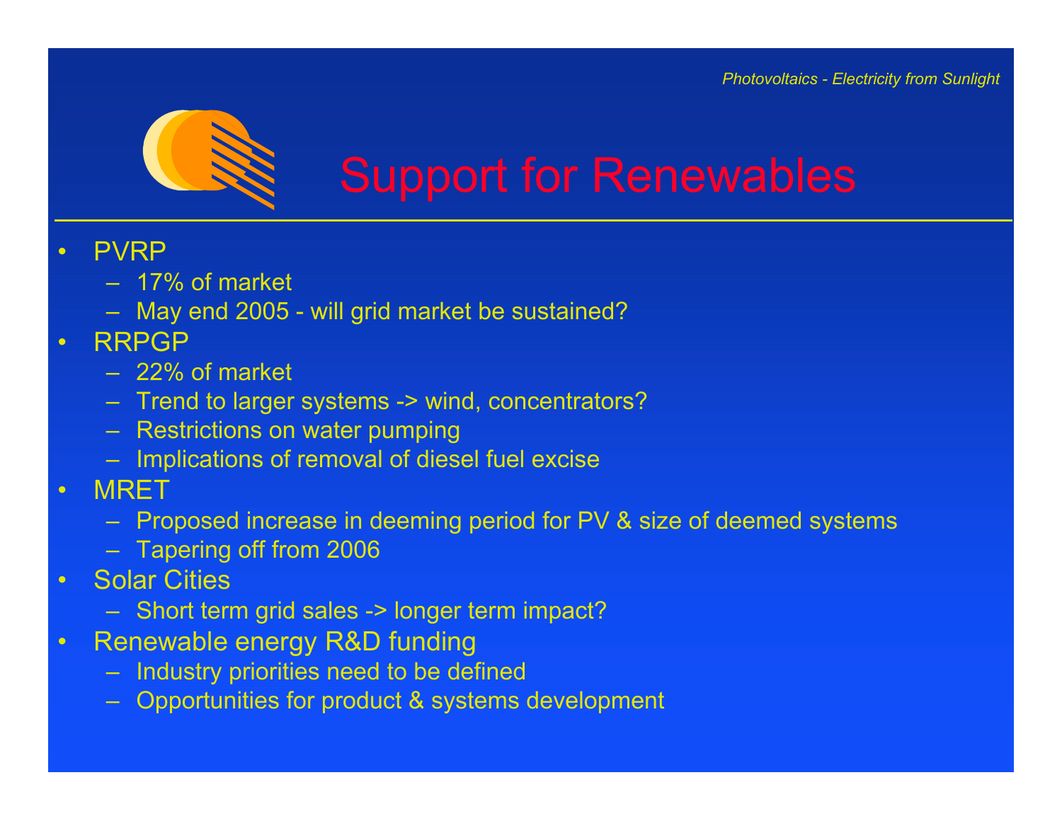# Support for Renewables

- PVRP
  - 17% of market
  - May end 2005 - will grid market be sustained?
- RRPGP
  - 22% of market
  - Trend to larger systems -> wind, concentrators?
  - Restrictions on water pumping
  - Implications of removal of diesel fuel excise
- MRET
  - Proposed increase in deeming period for PV & size of deemed systems
  - Tapering off from 2006
- Solar Cities
  - Short term grid sales -> longer term impact?
- Renewable energy R&D funding
  - Industry priorities need to be defined
  - Opportunities for product & systems development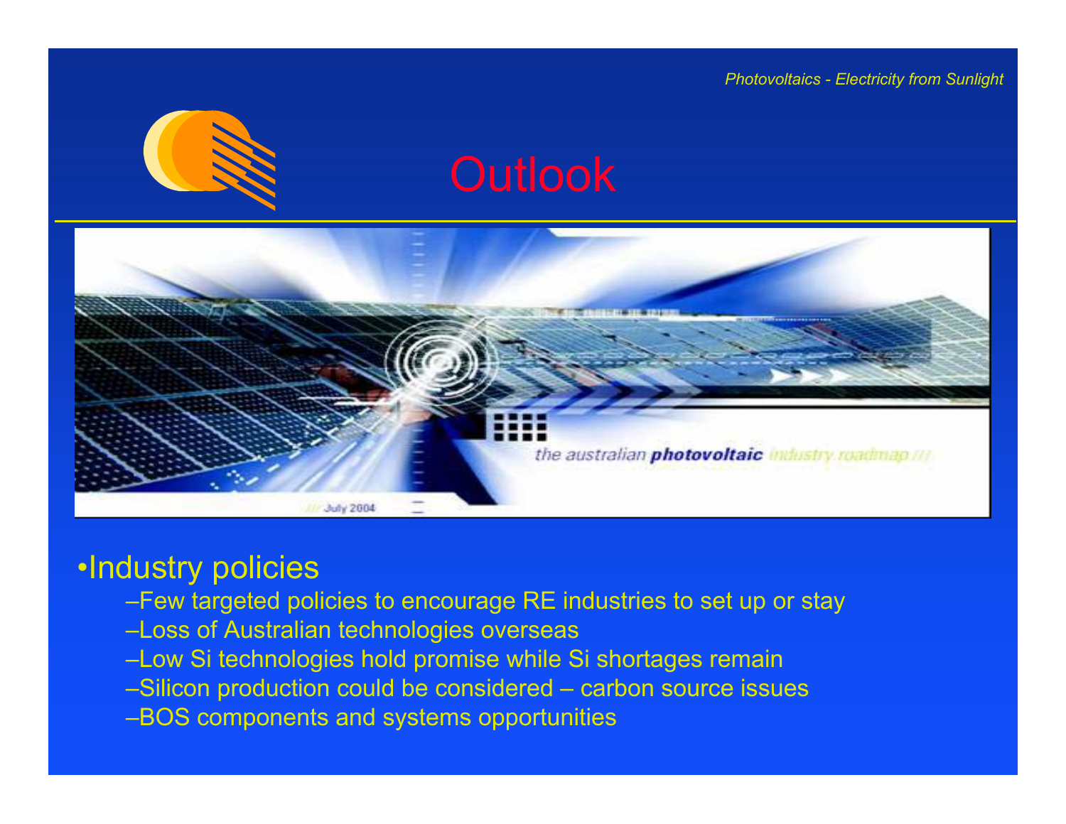# Outlook

- Industry policies
  - Few targeted policies to encourage RE industries to set up or stay
  - Loss of Australian technologies overseas
  - Low Si technologies hold promise while Si shortages remain
  - Silicon production could be considered – carbon source issues
  - BOS components and systems opportunities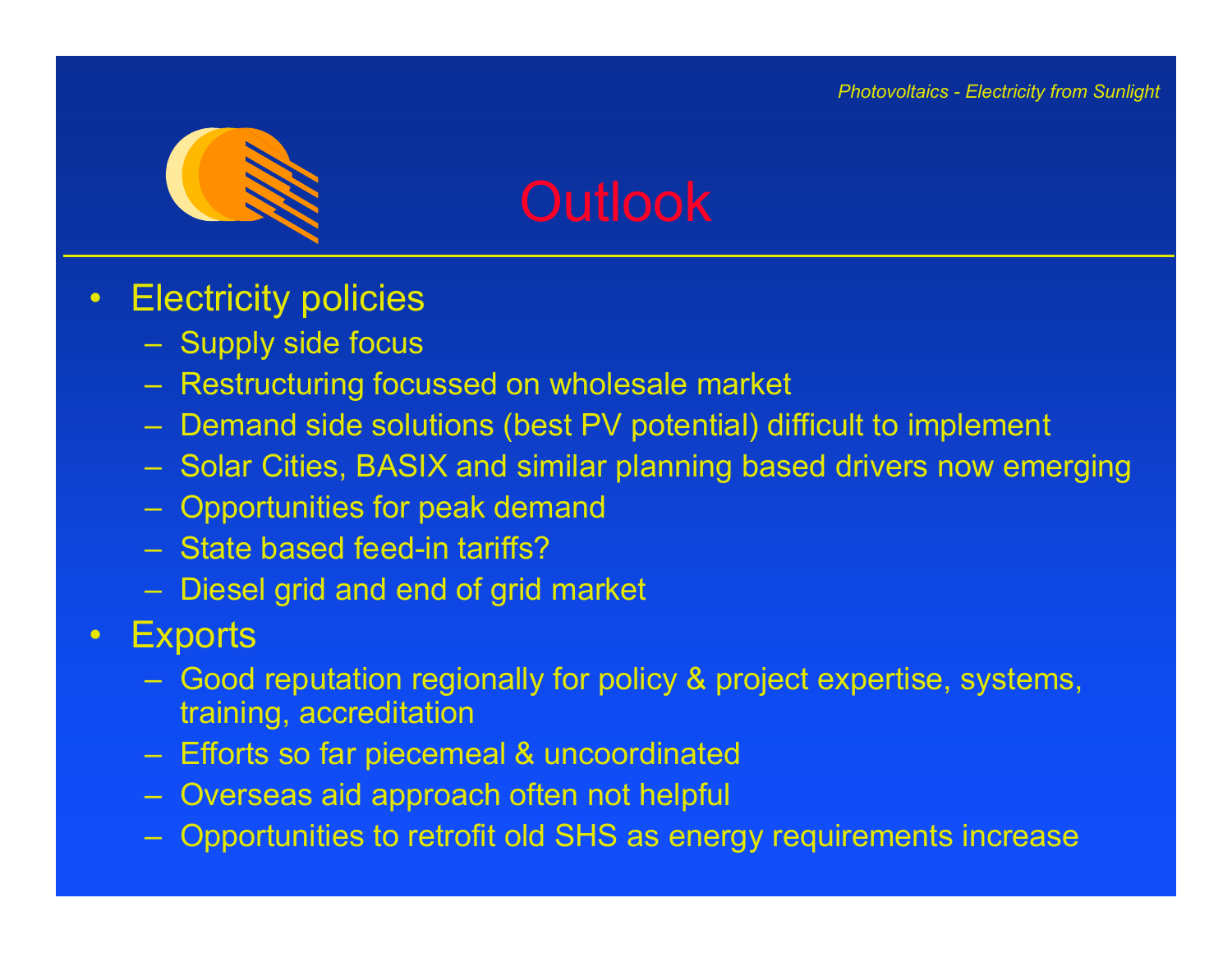# Outlook

- Electricity policies
  - Supply side focus
  - Restructuring focussed on wholesale market
  - Demand side solutions (best PV potential) difficult to implement
  - Solar Cities, BASIX and similar planning based drivers now emerging
  - Opportunities for peak demand
  - State based feed-in tariffs?
  - Diesel grid and end of grid market
- Exports
  - Good reputation regionally for policy & project expertise, systems, training, accreditation
  - Efforts so far piecemeal & uncoordinated
  - Overseas aid approach often not helpful
  - Opportunities to retrofit old SHS as energy requirements increase